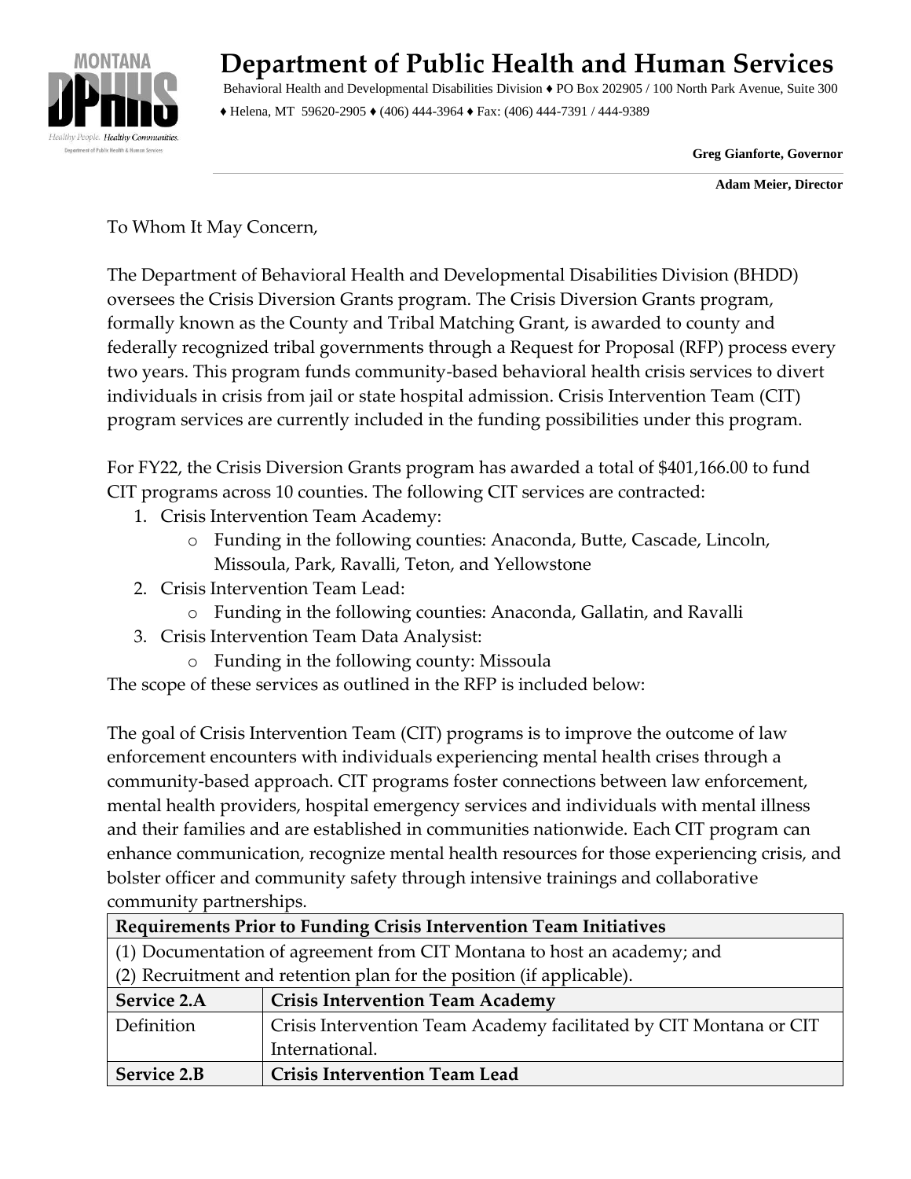# Department of Public Health and Human Services

Behavioral Health and Developmental Disabilities Division ♦ PO Box 202905 / 100 North Park Avenue, Suite 300 ♦ Helena, MT 59620-2905 ♦ (406) 444-3964 ♦ Fax: (406) 444-7391 / 444-9389

**Greg Gianforte, Governor**

**Adam Meier, Director**

To Whom It May Concern,

The Department of Behavioral Health and Developmental Disabilities Division (BHDD) oversees the Crisis Diversion Grants program. The Crisis Diversion Grants program, formally known as the County and Tribal Matching Grant, is awarded to county and federally recognized tribal governments through a Request for Proposal (RFP) process every two years. This program funds community-based behavioral health crisis services to divert individuals in crisis from jail or state hospital admission. Crisis Intervention Team (CIT) program services are currently included in the funding possibilities under this program.

For FY22, the Crisis Diversion Grants program has awarded a total of $401,166.00 to fund CIT programs across 10 counties. The following CIT services are contracted:

1. Crisis Intervention Team Academy:
   - Funding in the following counties: Anaconda, Butte, Cascade, Lincoln, Missoula, Park, Ravalli, Teton, and Yellowstone
2. Crisis Intervention Team Lead:
   - Funding in the following counties: Anaconda, Gallatin, and Ravalli
3. Crisis Intervention Team Data Analysist:
   - Funding in the following county: Missoula

The scope of these services as outlined in the RFP is included below:

The goal of Crisis Intervention Team (CIT) programs is to improve the outcome of law enforcement encounters with individuals experiencing mental health crises through a community-based approach. CIT programs foster connections between law enforcement, mental health providers, hospital emergency services and individuals with mental illness and their families and are established in communities nationwide. Each CIT program can enhance communication, recognize mental health resources for those experiencing crisis, and bolster officer and community safety through intensive trainings and collaborative community partnerships.

| **Requirements Prior to Funding Crisis Intervention Team Initiatives** | |
|---|---|
| (1) Documentation of agreement from CIT Montana to host an academy; and<br>(2) Recruitment and retention plan for the position (if applicable). | |
| **Service 2.A** | **Crisis Intervention Team Academy** |
| Definition | Crisis Intervention Team Academy facilitated by CIT Montana or CIT International. |
| **Service 2.B** | **Crisis Intervention Team Lead** |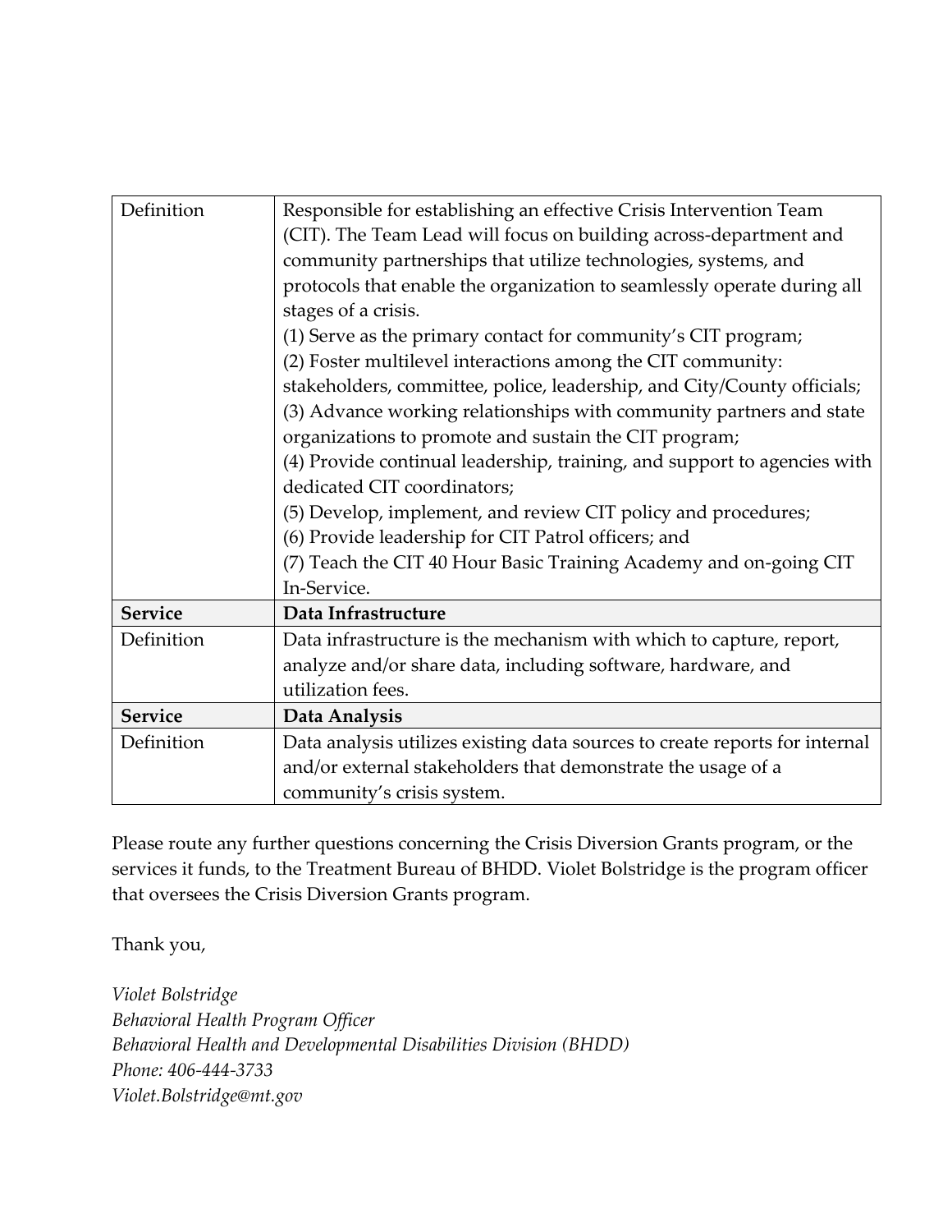| | |
|---|---|
| Definition | Responsible for establishing an effective Crisis Intervention Team (CIT). The Team Lead will focus on building across-department and community partnerships that utilize technologies, systems, and protocols that enable the organization to seamlessly operate during all stages of a crisis.<br>(1) Serve as the primary contact for community's CIT program;<br>(2) Foster multilevel interactions among the CIT community: stakeholders, committee, police, leadership, and City/County officials;<br>(3) Advance working relationships with community partners and state organizations to promote and sustain the CIT program;<br>(4) Provide continual leadership, training, and support to agencies with dedicated CIT coordinators;<br>(5) Develop, implement, and review CIT policy and procedures;<br>(6) Provide leadership for CIT Patrol officers; and<br>(7) Teach the CIT 40 Hour Basic Training Academy and on-going CIT In-Service. |
| **Service** | **Data Infrastructure** |
| Definition | Data infrastructure is the mechanism with which to capture, report, analyze and/or share data, including software, hardware, and utilization fees. |
| **Service** | **Data Analysis** |
| Definition | Data analysis utilizes existing data sources to create reports for internal and/or external stakeholders that demonstrate the usage of a community's crisis system. |

Please route any further questions concerning the Crisis Diversion Grants program, or the services it funds, to the Treatment Bureau of BHDD. Violet Bolstridge is the program officer that oversees the Crisis Diversion Grants program.

Thank you,

*Violet Bolstridge*
*Behavioral Health Program Officer*
*Behavioral Health and Developmental Disabilities Division (BHDD)*
*Phone: 406-444-3733*
*Violet.Bolstridge@mt.gov*